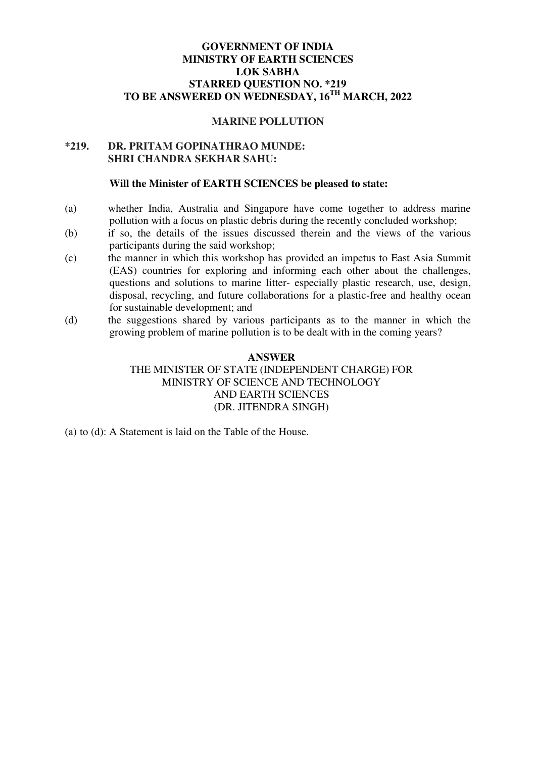**GOVERNMENT OF INDIA**
**MINISTRY OF EARTH SCIENCES**
**LOK SABHA**
**STARRED QUESTION NO. *219**
**TO BE ANSWERED ON WEDNESDAY, 16TH MARCH, 2022**

**MARINE POLLUTION**

**\*219. DR. PRITAM GOPINATHRAO MUNDE:**
**SHRI CHANDRA SEKHAR SAHU:**

**Will the Minister of EARTH SCIENCES be pleased to state:**

(a) whether India, Australia and Singapore have come together to address marine pollution with a focus on plastic debris during the recently concluded workshop;

(b) if so, the details of the issues discussed therein and the views of the various participants during the said workshop;

(c) the manner in which this workshop has provided an impetus to East Asia Summit (EAS) countries for exploring and informing each other about the challenges, questions and solutions to marine litter- especially plastic research, use, design, disposal, recycling, and future collaborations for a plastic-free and healthy ocean for sustainable development; and

(d) the suggestions shared by various participants as to the manner in which the growing problem of marine pollution is to be dealt with in the coming years?

**ANSWER**

THE MINISTER OF STATE (INDEPENDENT CHARGE) FOR
MINISTRY OF SCIENCE AND TECHNOLOGY
AND EARTH SCIENCES
(DR. JITENDRA SINGH)

(a) to (d): A Statement is laid on the Table of the House.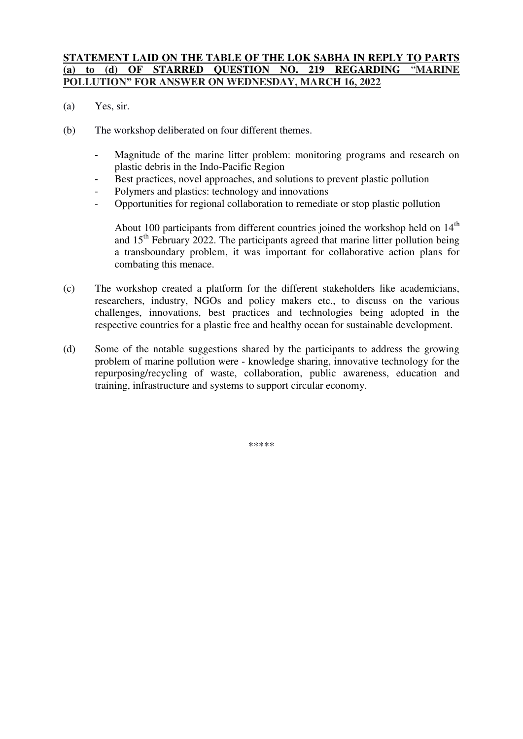**STATEMENT LAID ON THE TABLE OF THE LOK SABHA IN REPLY TO PARTS (a) to (d) OF STARRED QUESTION NO. 219 REGARDING "MARINE POLLUTION" FOR ANSWER ON WEDNESDAY, MARCH 16, 2022**

(a) Yes, sir.

(b) The workshop deliberated on four different themes.

- Magnitude of the marine litter problem: monitoring programs and research on plastic debris in the Indo-Pacific Region
- Best practices, novel approaches, and solutions to prevent plastic pollution
- Polymers and plastics: technology and innovations
- Opportunities for regional collaboration to remediate or stop plastic pollution

About 100 participants from different countries joined the workshop held on 14th and 15th February 2022. The participants agreed that marine litter pollution being a transboundary problem, it was important for collaborative action plans for combating this menace.

(c) The workshop created a platform for the different stakeholders like academicians, researchers, industry, NGOs and policy makers etc., to discuss on the various challenges, innovations, best practices and technologies being adopted in the respective countries for a plastic free and healthy ocean for sustainable development.

(d) Some of the notable suggestions shared by the participants to address the growing problem of marine pollution were - knowledge sharing, innovative technology for the repurposing/recycling of waste, collaboration, public awareness, education and training, infrastructure and systems to support circular economy.

*****